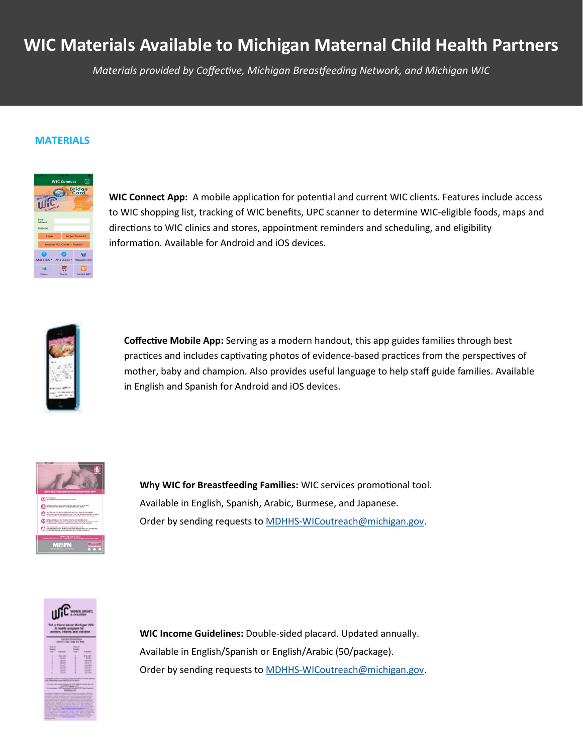# WIC Materials Available to Michigan Maternal Child Health Partners

*Materials provided by Coffective, Michigan Breastfeeding Network, and Michigan WIC*

## MATERIALS

**WIC Connect App:** A mobile application for potential and current WIC clients. Features include access to WIC shopping list, tracking of WIC benefits, UPC scanner to determine WIC-eligible foods, maps and directions to WIC clinics and stores, appointment reminders and scheduling, and eligibility information. Available for Android and iOS devices.

**Coffective Mobile App:** Serving as a modern handout, this app guides families through best practices and includes captivating photos of evidence-based practices from the perspectives of mother, baby and champion. Also provides useful language to help staff guide families. Available in English and Spanish for Android and iOS devices.

**Why WIC for Breastfeeding Families:** WIC services promotional tool.
Available in English, Spanish, Arabic, Burmese, and Japanese.
Order by sending requests to MDHHS-WICoutreach@michigan.gov.

**WIC Income Guidelines:** Double-sided placard. Updated annually.
Available in English/Spanish or English/Arabic (50/package).
Order by sending requests to MDHHS-WICoutreach@michigan.gov.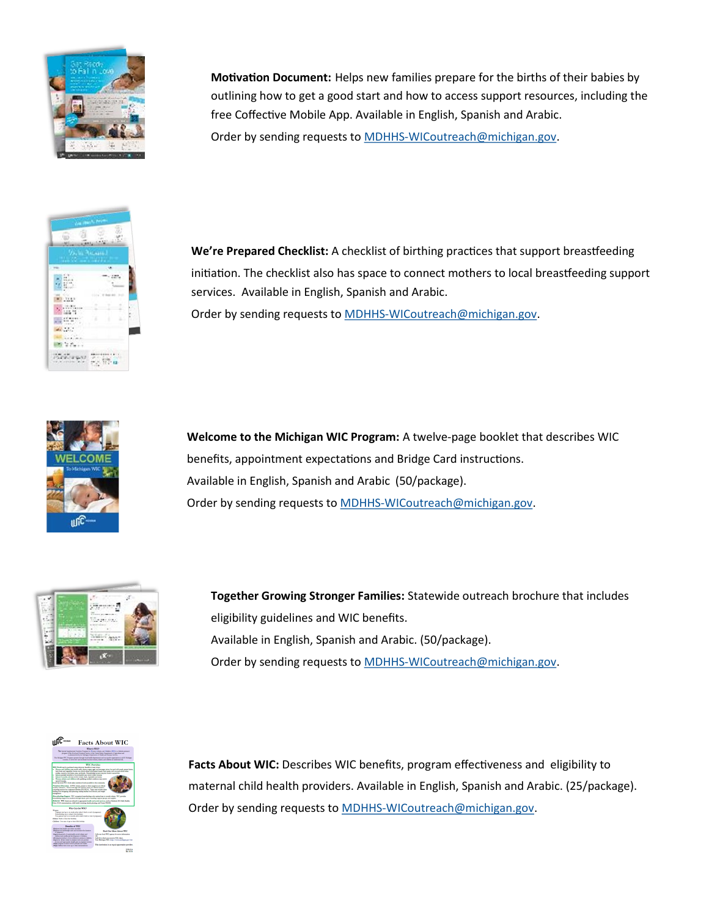**Motivation Document:** Helps new families prepare for the births of their babies by outlining how to get a good start and how to access support resources, including the free Coffective Mobile App. Available in English, Spanish and Arabic.

Order by sending requests to MDHHS-WICoutreach@michigan.gov.

**We're Prepared Checklist:** A checklist of birthing practices that support breastfeeding initiation. The checklist also has space to connect mothers to local breastfeeding support services. Available in English, Spanish and Arabic.

Order by sending requests to MDHHS-WICoutreach@michigan.gov.

**Welcome to the Michigan WIC Program:** A twelve-page booklet that describes WIC benefits, appointment expectations and Bridge Card instructions.

Available in English, Spanish and Arabic (50/package).

Order by sending requests to MDHHS-WICoutreach@michigan.gov.

**Together Growing Stronger Families:** Statewide outreach brochure that includes eligibility guidelines and WIC benefits.

Available in English, Spanish and Arabic. (50/package).

Order by sending requests to MDHHS-WICoutreach@michigan.gov.

**Facts About WIC:** Describes WIC benefits, program effectiveness and eligibility to maternal child health providers. Available in English, Spanish and Arabic. (25/package).

Order by sending requests to MDHHS-WICoutreach@michigan.gov.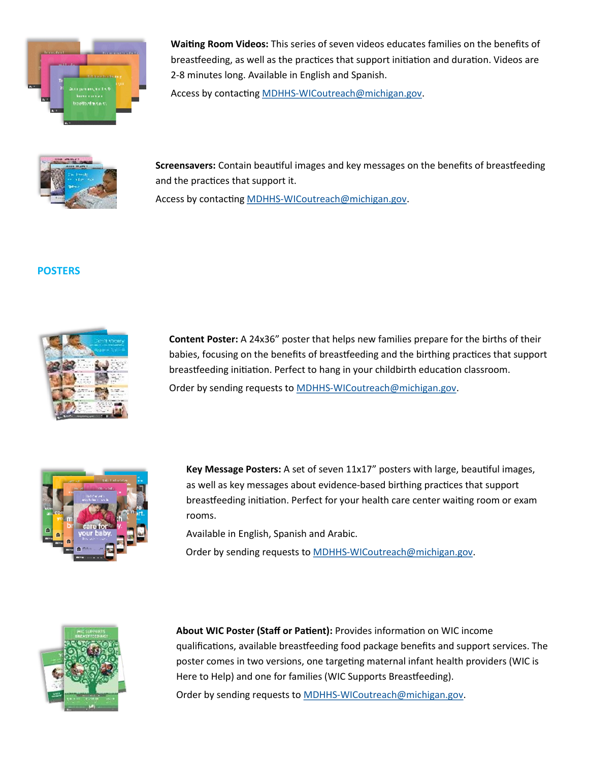**Waiting Room Videos:** This series of seven videos educates families on the benefits of breastfeeding, as well as the practices that support initiation and duration. Videos are 2-8 minutes long. Available in English and Spanish.

Access by contacting MDHHS-WICoutreach@michigan.gov.

**Screensavers:** Contain beautiful images and key messages on the benefits of breastfeeding and the practices that support it.

Access by contacting MDHHS-WICoutreach@michigan.gov.

## POSTERS

**Content Poster:** A 24x36" poster that helps new families prepare for the births of their babies, focusing on the benefits of breastfeeding and the birthing practices that support breastfeeding initiation. Perfect to hang in your childbirth education classroom.

Order by sending requests to MDHHS-WICoutreach@michigan.gov.

**Key Message Posters:** A set of seven 11x17" posters with large, beautiful images, as well as key messages about evidence-based birthing practices that support breastfeeding initiation. Perfect for your health care center waiting room or exam rooms.

Available in English, Spanish and Arabic.

Order by sending requests to MDHHS-WICoutreach@michigan.gov.

**About WIC Poster (Staff or Patient):** Provides information on WIC income qualifications, available breastfeeding food package benefits and support services. The poster comes in two versions, one targeting maternal infant health providers (WIC is Here to Help) and one for families (WIC Supports Breastfeeding).

Order by sending requests to MDHHS-WICoutreach@michigan.gov.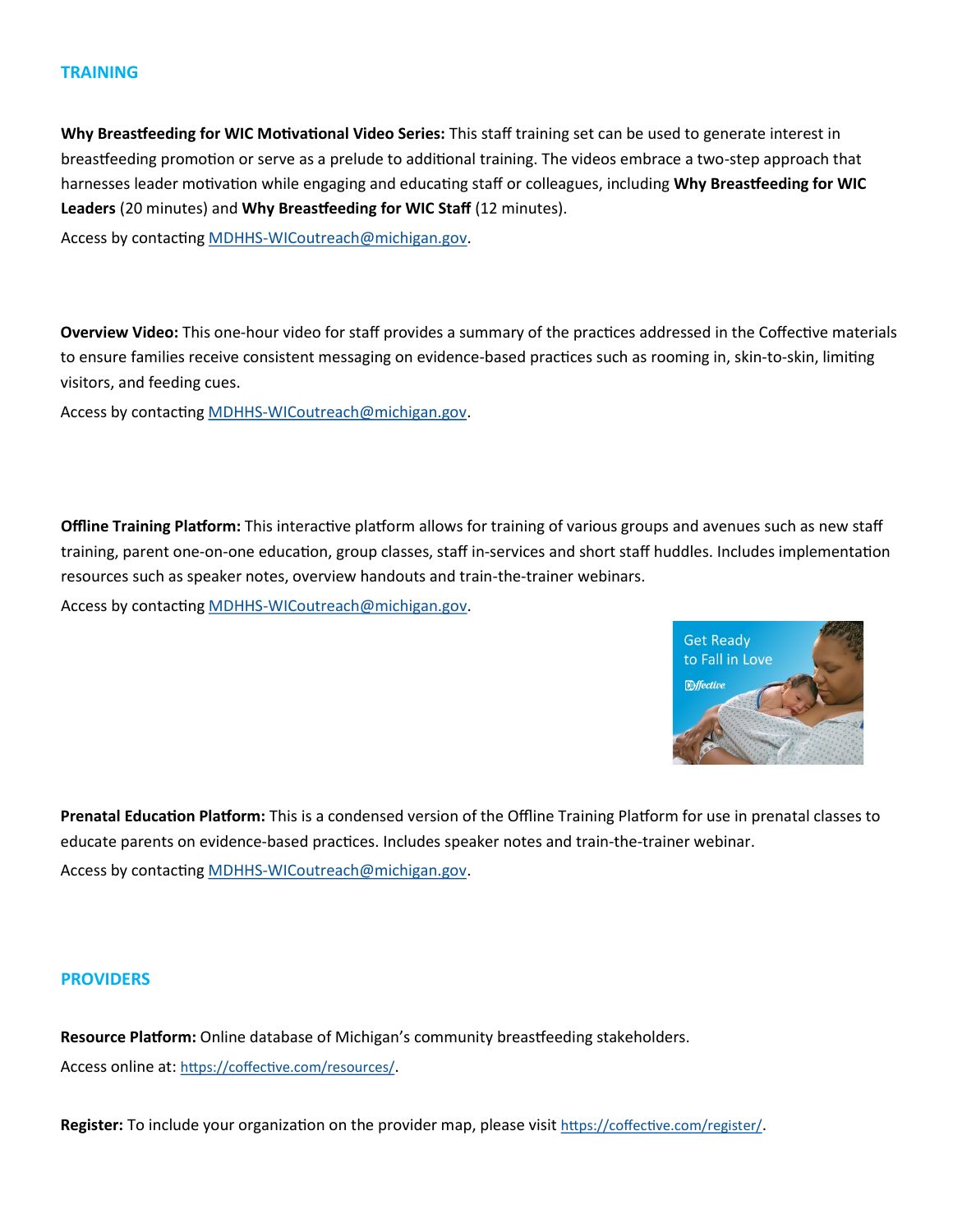## TRAINING

**Why Breastfeeding for WIC Motivational Video Series:** This staff training set can be used to generate interest in breastfeeding promotion or serve as a prelude to additional training. The videos embrace a two-step approach that harnesses leader motivation while engaging and educating staff or colleagues, including **Why Breastfeeding for WIC Leaders** (20 minutes) and **Why Breastfeeding for WIC Staff** (12 minutes).

Access by contacting MDHHS-WICoutreach@michigan.gov.

**Overview Video:** This one-hour video for staff provides a summary of the practices addressed in the Coffective materials to ensure families receive consistent messaging on evidence-based practices such as rooming in, skin-to-skin, limiting visitors, and feeding cues.

Access by contacting MDHHS-WICoutreach@michigan.gov.

**Offline Training Platform:** This interactive platform allows for training of various groups and avenues such as new staff training, parent one-on-one education, group classes, staff in-services and short staff huddles. Includes implementation resources such as speaker notes, overview handouts and train-the-trainer webinars.

Access by contacting MDHHS-WICoutreach@michigan.gov.

**Prenatal Education Platform:** This is a condensed version of the Offline Training Platform for use in prenatal classes to educate parents on evidence-based practices. Includes speaker notes and train-the-trainer webinar.

Access by contacting MDHHS-WICoutreach@michigan.gov.

## PROVIDERS

**Resource Platform:** Online database of Michigan's community breastfeeding stakeholders.

Access online at: https://coffective.com/resources/.

**Register:** To include your organization on the provider map, please visit https://coffective.com/register/.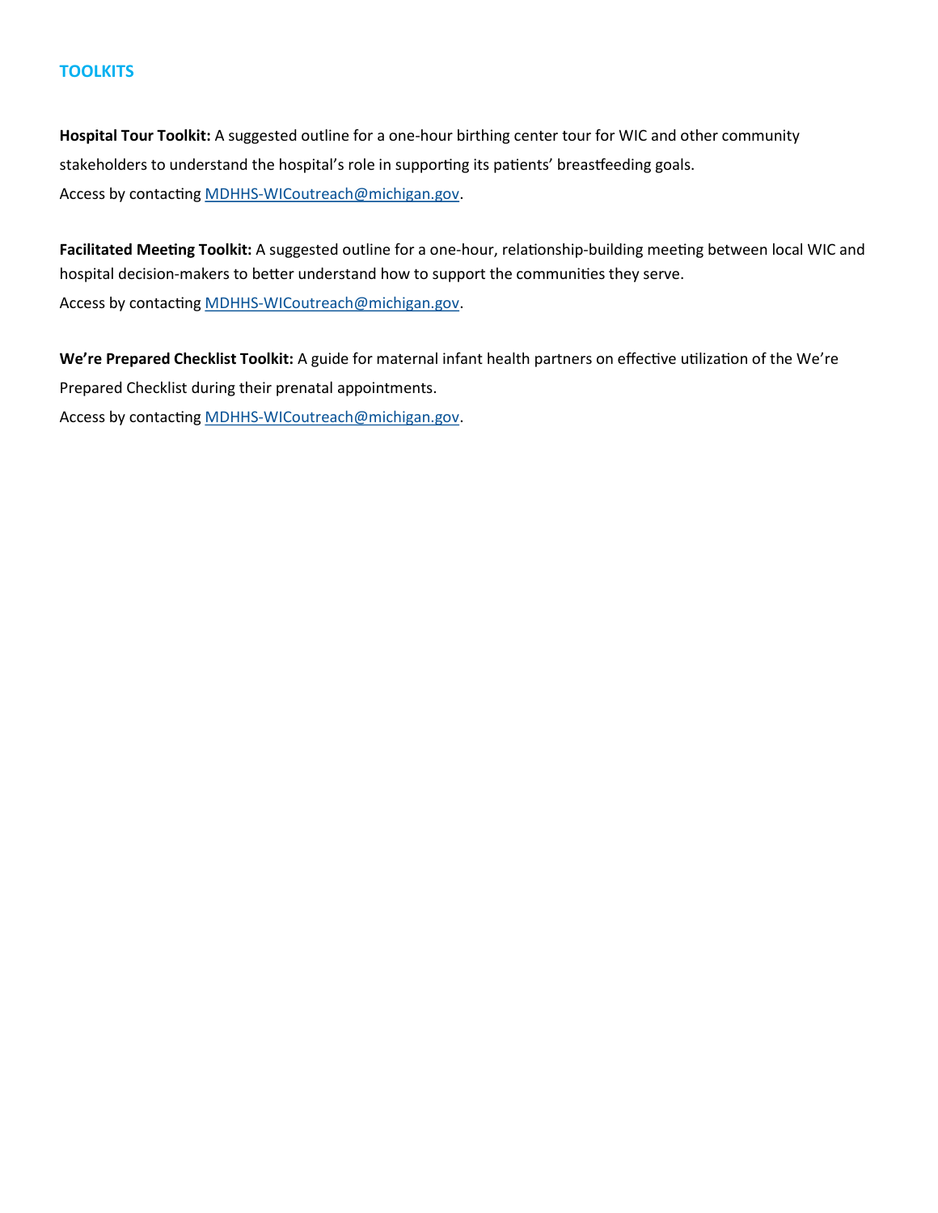## TOOLKITS

**Hospital Tour Toolkit:** A suggested outline for a one-hour birthing center tour for WIC and other community stakeholders to understand the hospital's role in supporting its patients' breastfeeding goals.
Access by contacting MDHHS-WICoutreach@michigan.gov.

**Facilitated Meeting Toolkit:** A suggested outline for a one-hour, relationship-building meeting between local WIC and hospital decision-makers to better understand how to support the communities they serve.
Access by contacting MDHHS-WICoutreach@michigan.gov.

**We're Prepared Checklist Toolkit:** A guide for maternal infant health partners on effective utilization of the We're Prepared Checklist during their prenatal appointments.
Access by contacting MDHHS-WICoutreach@michigan.gov.